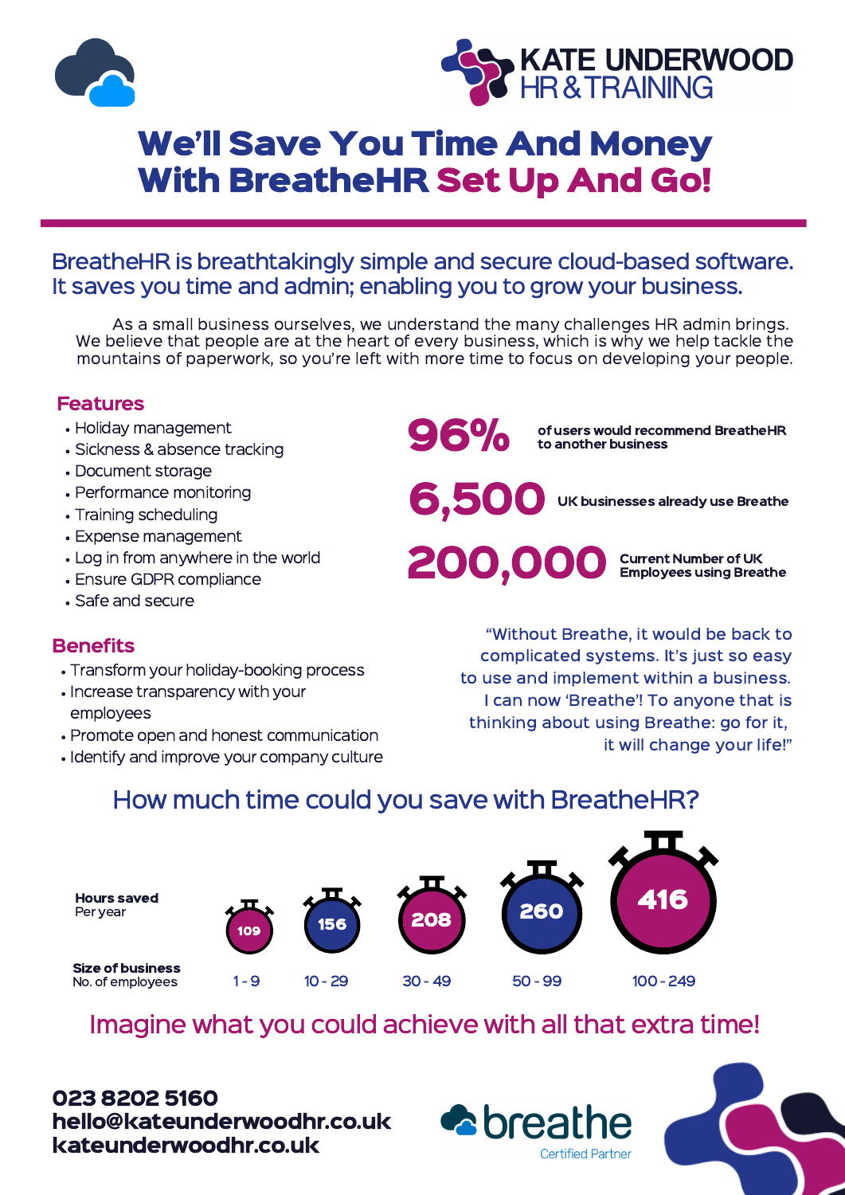KATE UNDERWOOD
HR & TRAINING

# We'll Save You Time And Money With BreatheHR Set Up And Go!

## BreatheHR is breathtakingly simple and secure cloud-based software. It saves you time and admin; enabling you to grow your business.

As a small business ourselves, we understand the many challenges HR admin brings. We believe that people are at the heart of every business, which is why we help tackle the mountains of paperwork, so you're left with more time to focus on developing your people.

### Features

- Holiday management
- Sickness & absence tracking
- Document storage
- Performance monitoring
- Training scheduling
- Expense management
- Log in from anywhere in the world
- Ensure GDPR compliance
- Safe and secure

**96%** of users would recommend BreatheHR to another business

**6,500** UK businesses already use Breathe

**200,000** Current Number of UK Employees using Breathe

### Benefits

- Transform your holiday-booking process
- Increase transparency with your employees
- Promote open and honest communication
- Identify and improve your company culture

"Without Breathe, it would be back to complicated systems. It's just so easy to use and implement within a business. I can now 'Breathe'! To anyone that is thinking about using Breathe: go for it, it will change your life!"

## How much time could you save with BreatheHR?

| **Size of business** No. of employees | 1 - 9 | 10 - 29 | 30 - 49 | 50 - 99 | 100 - 249 |
|---|---|---|---|---|---|
| **Hours saved** Per year | 109 | 156 | 208 | 260 | 416 |

## Imagine what you could achieve with all that extra time!

**023 8202 5160**
**hello@kateunderwoodhr.co.uk**
**kateunderwoodhr.co.uk**

breathe
Certified Partner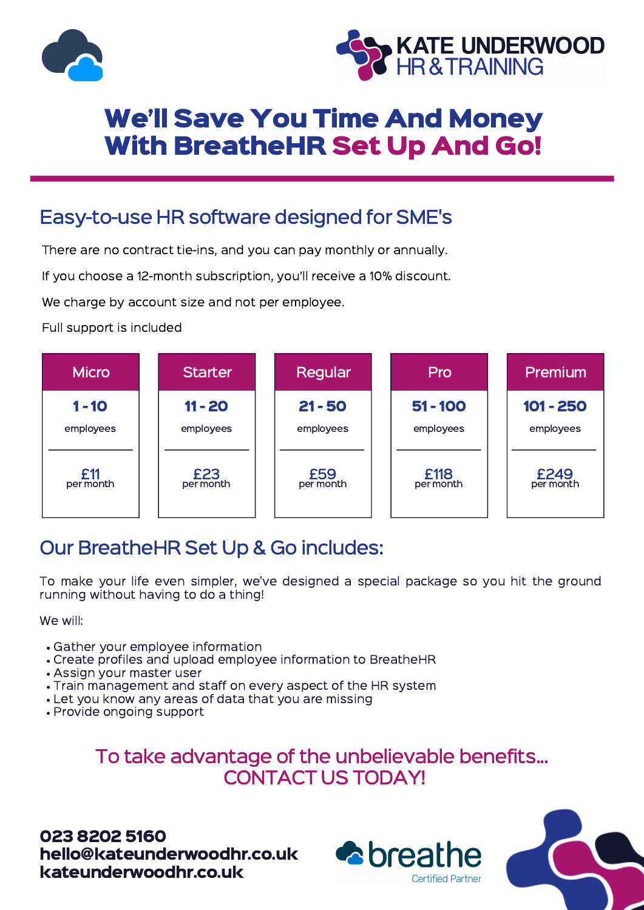KATE UNDERWOOD HR & TRAINING

# We'll Save You Time And Money With BreatheHR Set Up And Go!

## Easy-to-use HR software designed for SME's

There are no contract tie-ins, and you can pay monthly or annually.

If you choose a 12-month subscription, you'll receive a 10% discount.

We charge by account size and not per employee.

Full support is included

| Micro | Starter | Regular | Pro | Premium |
|---|---|---|---|---|
| 1 - 10 employees | 11 - 20 employees | 21 - 50 employees | 51 - 100 employees | 101 - 250 employees |
| £11 per month | £23 per month | £59 per month | £118 per month | £249 per month |

## Our BreatheHR Set Up & Go includes:

To make your life even simpler, we've designed a special package so you hit the ground running without having to do a thing!

We will:

- Gather your employee information
- Create profiles and upload employee information to BreatheHR
- Assign your master user
- Train management and staff on every aspect of the HR system
- Let you know any areas of data that you are missing
- Provide ongoing support

To take advantage of the unbelievable benefits... CONTACT US TODAY!

**023 8202 5160**
**hello@kateunderwoodhr.co.uk**
**kateunderwoodhr.co.uk**

breathe Certified Partner